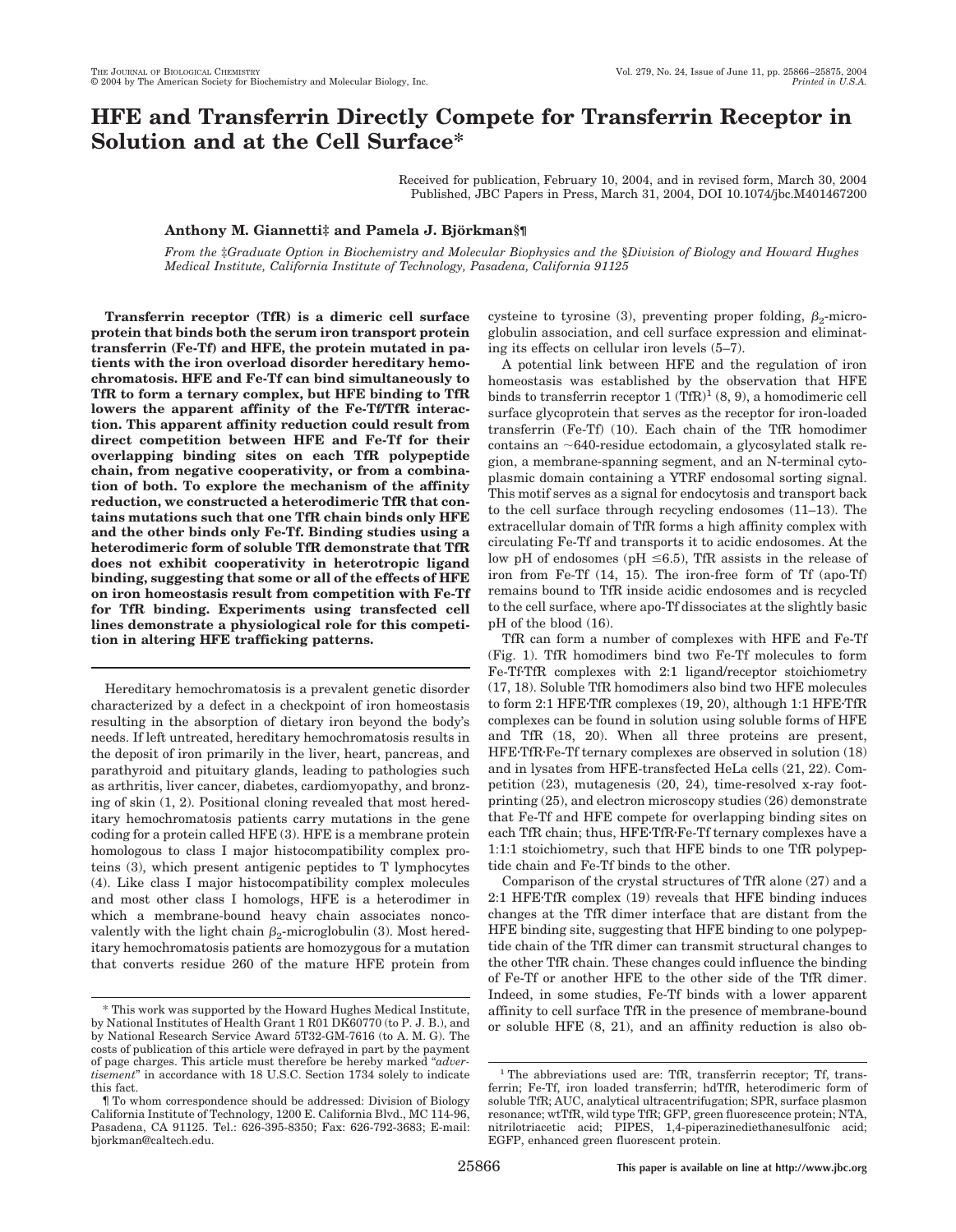# HFE and Transferrin Directly Compete for Transferrin Receptor in Solution and at the Cell Surface*

Received for publication, February 10, 2004, and in revised form, March 30, 2004
Published, JBC Papers in Press, March 31, 2004, DOI 10.1074/jbc.M401467200

**Anthony M. Giannetti‡ and Pamela J. Björkman§¶**

*From the ‡Graduate Option in Biochemistry and Molecular Biophysics and the §Division of Biology and Howard Hughes Medical Institute, California Institute of Technology, Pasadena, California 91125*

**Transferrin receptor (TfR) is a dimeric cell surface protein that binds both the serum iron transport protein transferrin (Fe-Tf) and HFE, the protein mutated in patients with the iron overload disorder hereditary hemochromatosis. HFE and Fe-Tf can bind simultaneously to TfR to form a ternary complex, but HFE binding to TfR lowers the apparent affinity of the Fe-Tf/TfR interaction. This apparent affinity reduction could result from direct competition between HFE and Fe-Tf for their overlapping binding sites on each TfR polypeptide chain, from negative cooperativity, or from a combination of both. To explore the mechanism of the affinity reduction, we constructed a heterodimeric TfR that contains mutations such that one TfR chain binds only HFE and the other binds only Fe-Tf. Binding studies using a heterodimeric form of soluble TfR demonstrate that TfR does not exhibit cooperativity in heterotropic ligand binding, suggesting that some or all of the effects of HFE on iron homeostasis result from competition with Fe-Tf for TfR binding. Experiments using transfected cell lines demonstrate a physiological role for this competition in altering HFE trafficking patterns.**

Hereditary hemochromatosis is a prevalent genetic disorder characterized by a defect in a checkpoint of iron homeostasis resulting in the absorption of dietary iron beyond the body's needs. If left untreated, hereditary hemochromatosis results in the deposit of iron primarily in the liver, heart, pancreas, and parathyroid and pituitary glands, leading to pathologies such as arthritis, liver cancer, diabetes, cardiomyopathy, and bronzing of skin (1, 2). Positional cloning revealed that most hereditary hemochromatosis patients carry mutations in the gene coding for a protein called HFE (3). HFE is a membrane protein homologous to class I major histocompatibility complex proteins (3), which present antigenic peptides to T lymphocytes (4). Like class I major histocompatibility complex molecules and most other class I homologs, HFE is a heterodimer in which a membrane-bound heavy chain associates noncovalently with the light chain $\beta_2$-microglobulin (3). Most hereditary hemochromatosis patients are homozygous for a mutation that converts residue 260 of the mature HFE protein from cysteine to tyrosine (3), preventing proper folding, $\beta_2$-microglobulin association, and cell surface expression and eliminating its effects on cellular iron levels (5–7).

A potential link between HFE and the regulation of iron homeostasis was established by the observation that HFE binds to transferrin receptor 1 (TfR)[1] (8, 9), a homodimeric cell surface glycoprotein that serves as the receptor for iron-loaded transferrin (Fe-Tf) (10). Each chain of the TfR homodimer contains an ~640-residue ectodomain, a glycosylated stalk region, a membrane-spanning segment, and an N-terminal cytoplasmic domain containing a YTRF endosomal sorting signal. This motif serves as a signal for endocytosis and transport back to the cell surface through recycling endosomes (11–13). The extracellular domain of TfR forms a high affinity complex with circulating Fe-Tf and transports it to acidic endosomes. At the low pH of endosomes (pH ≤6.5), TfR assists in the release of iron from Fe-Tf (14, 15). The iron-free form of Tf (apo-Tf) remains bound to TfR inside acidic endosomes and is recycled to the cell surface, where apo-Tf dissociates at the slightly basic pH of the blood (16).

TfR can form a number of complexes with HFE and Fe-Tf (Fig. 1). TfR homodimers bind two Fe-Tf molecules to form Fe-Tf·TfR complexes with 2:1 ligand/receptor stoichiometry (17, 18). Soluble TfR homodimers also bind two HFE molecules to form 2:1 HFE·TfR complexes (19, 20), although 1:1 HFE·TfR complexes can be found in solution using soluble forms of HFE and TfR (18, 20). When all three proteins are present, HFE·TfR·Fe-Tf ternary complexes are observed in solution (18) and in lysates from HFE-transfected HeLa cells (21, 22). Competition (23), mutagenesis (20, 24), time-resolved x-ray footprinting (25), and electron microscopy studies (26) demonstrate that Fe-Tf and HFE compete for overlapping binding sites on each TfR chain; thus, HFE·TfR·Fe-Tf ternary complexes have a 1:1:1 stoichiometry, such that HFE binds to one TfR polypeptide chain and Fe-Tf binds to the other.

Comparison of the crystal structures of TfR alone (27) and a 2:1 HFE·TfR complex (19) reveals that HFE binding induces changes at the TfR dimer interface that are distant from the HFE binding site, suggesting that HFE binding to one polypeptide chain of the TfR dimer can transmit structural changes to the other TfR chain. These changes could influence the binding of Fe-Tf or another HFE to the other side of the TfR dimer. Indeed, in some studies, Fe-Tf binds with a lower apparent affinity to cell surface TfR in the presence of membrane-bound or soluble HFE (8, 21), and an affinity reduction is also ob-

\* This work was supported by the Howard Hughes Medical Institute, by National Institutes of Health Grant 1 R01 DK60770 (to P. J. B.), and by National Research Service Award 5T32-GM-7616 (to A. M. G). The costs of publication of this article were defrayed in part by the payment of page charges. This article must therefore be hereby marked "*advertisement*" in accordance with 18 U.S.C. Section 1734 solely to indicate this fact.

¶ To whom correspondence should be addressed: Division of Biology California Institute of Technology, 1200 E. California Blvd., MC 114-96, Pasadena, CA 91125. Tel.: 626-395-8350; Fax: 626-792-3683; E-mail: bjorkman@caltech.edu.

[1] The abbreviations used are: TfR, transferrin receptor; Tf, transferrin; Fe-Tf, iron loaded transferrin; hdTfR, heterodimeric form of soluble TfR; AUC, analytical ultracentrifugation; SPR, surface plasmon resonance; wtTfR, wild type TfR; GFP, green fluorescence protein; NTA, nitrilotriacetic acid; PIPES, 1,4-piperazinediethanesulfonic acid; EGFP, enhanced green fluorescent protein.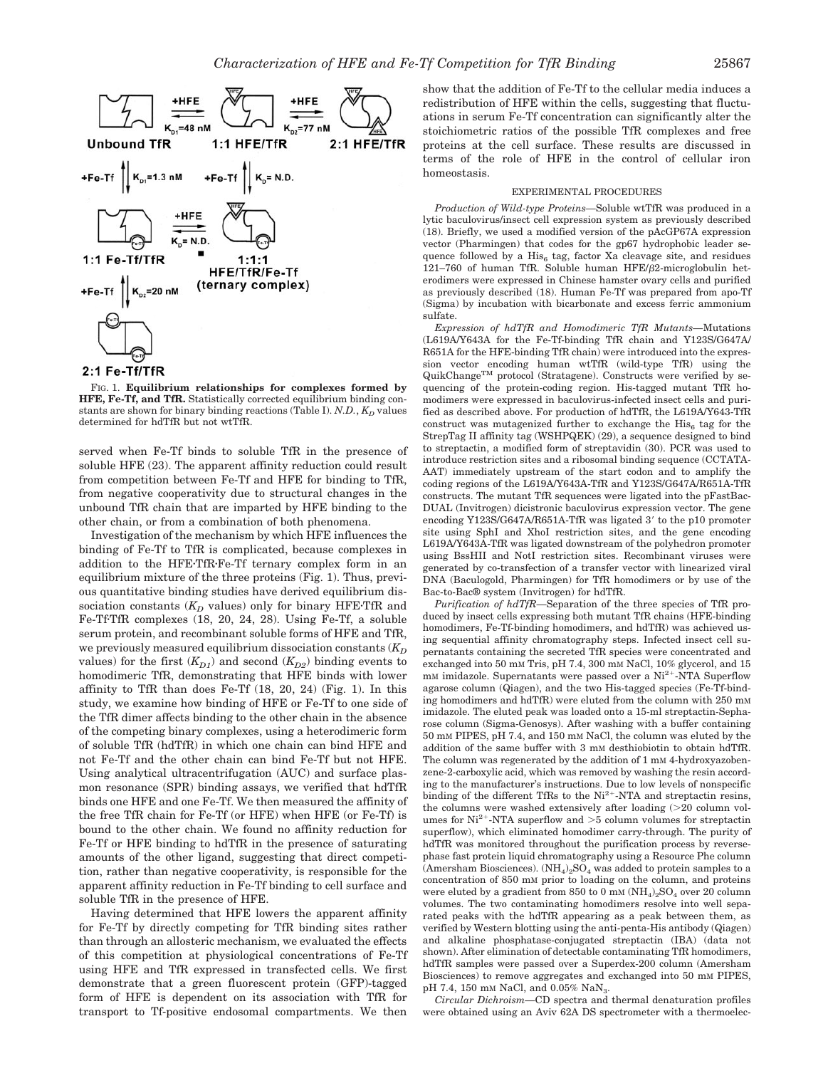**Fig. 1. Equilibrium relationships for complexes formed by HFE, Fe-Tf, and TfR.** Statistically corrected equilibrium binding constants are shown for binary binding reactions (Table I). *N.D.*, $K_D$ values determined for hdTfR but not wtTfR.

served when Fe-Tf binds to soluble TfR in the presence of soluble HFE (23). The apparent affinity reduction could result from competition between Fe-Tf and HFE for binding to TfR, from negative cooperativity due to structural changes in the unbound TfR chain that are imparted by HFE binding to the other chain, or from a combination of both phenomena.

Investigation of the mechanism by which HFE influences the binding of Fe-Tf to TfR is complicated, because complexes in addition to the HFE·TfR·Fe-Tf ternary complex form in an equilibrium mixture of the three proteins (Fig. 1). Thus, previous quantitative binding studies have derived equilibrium dissociation constants ($K_D$ values) only for binary HFE·TfR and Fe-Tf·TfR complexes (18, 20, 24, 28). Using Fe-Tf, a soluble serum protein, and recombinant soluble forms of HFE and TfR, we previously measured equilibrium dissociation constants ($K_D$ values) for the first ($K_{D1}$) and second ($K_{D2}$) binding events to homodimeric TfR, demonstrating that HFE binds with lower affinity to TfR than does Fe-Tf (18, 20, 24) (Fig. 1). In this study, we examine how binding of HFE or Fe-Tf to one side of the TfR dimer affects binding to the other chain in the absence of the competing binary complexes, using a heterodimeric form of soluble TfR (hdTfR) in which one chain can bind HFE and not Fe-Tf and the other chain can bind Fe-Tf but not HFE. Using analytical ultracentrifugation (AUC) and surface plasmon resonance (SPR) binding assays, we verified that hdTfR binds one HFE and one Fe-Tf. We then measured the affinity of the free TfR chain for Fe-Tf (or HFE) when HFE (or Fe-Tf) is bound to the other chain. We found no affinity reduction for Fe-Tf or HFE binding to hdTfR in the presence of saturating amounts of the other ligand, suggesting that direct competition, rather than negative cooperativity, is responsible for the apparent affinity reduction in Fe-Tf binding to cell surface and soluble TfR in the presence of HFE.

Having determined that HFE lowers the apparent affinity for Fe-Tf by directly competing for TfR binding sites rather than through an allosteric mechanism, we evaluated the effects of this competition at physiological concentrations of Fe-Tf using HFE and TfR expressed in transfected cells. We first demonstrate that a green fluorescent protein (GFP)-tagged form of HFE is dependent on its association with TfR for transport to Tf-positive endosomal compartments. We then show that the addition of Fe-Tf to the cellular media induces a redistribution of HFE within the cells, suggesting that fluctuations in serum Fe-Tf concentration can significantly alter the stoichiometric ratios of the possible TfR complexes and free proteins at the cell surface. These results are discussed in terms of the role of HFE in the control of cellular iron homeostasis.

## EXPERIMENTAL PROCEDURES

*Production of Wild-type Proteins*—Soluble wtTfR was produced in a lytic baculovirus/insect cell expression system as previously described (18). Briefly, we used a modified version of the pAcGP67A expression vector (Pharmingen) that codes for the gp67 hydrophobic leader sequence followed by a $His_6$ tag, factor Xa cleavage site, and residues 121–760 of human TfR. Soluble human HFE/β2-microglobulin heterodimers were expressed in Chinese hamster ovary cells and purified as previously described (18). Human Fe-Tf was prepared from apo-Tf (Sigma) by incubation with bicarbonate and excess ferric ammonium sulfate.

*Expression of hdTfR and Homodimeric TfR Mutants*—Mutations (L619A/Y643A for the Fe-Tf-binding TfR chain and Y123S/G647A/R651A for the HFE-binding TfR chain) were introduced into the expression vector encoding human wtTfR (wild-type TfR) using the QuikChange™ protocol (Stratagene). Constructs were verified by sequencing of the protein-coding region. His-tagged mutant TfR homodimers were expressed in baculovirus-infected insect cells and purified as described above. For production of hdTfR, the L619A/Y643-TfR construct was mutagenized further to exchange the $His_6$ tag for the StrepTag II affinity tag (WSHPQEK) (29), a sequence designed to bind to streptactin, a modified form of streptavidin (30). PCR was used to introduce restriction sites and a ribosomal binding sequence (CCTATAAAT) immediately upstream of the start codon and to amplify the coding regions of the L619A/Y643A-TfR and Y123S/G647A/R651A-TfR constructs. The mutant TfR sequences were ligated into the pFastBacDUAL (Invitrogen) dicistronic baculovirus expression vector. The gene encoding Y123S/G647A/R651A-TfR was ligated 3′ to the p10 promoter site using SphI and XhoI restriction sites, and the gene encoding L619A/Y643A-TfR was ligated downstream of the polyhedron promoter using BssHII and NotI restriction sites. Recombinant viruses were generated by co-transfection of a transfer vector with linearized viral DNA (Baculogold, Pharmingen) for TfR homodimers or by use of the Bac-to-Bac® system (Invitrogen) for hdTfR.

*Purification of hdTfR*—Separation of the three species of TfR produced by insect cells expressing both mutant TfR chains (HFE-binding homodimers, Fe-Tf-binding homodimers, and hdTfR) was achieved using sequential affinity chromatography steps. Infected insect cell supernatants containing the secreted TfR species were concentrated and exchanged into 50 mM Tris, pH 7.4, 300 mM NaCl, 10% glycerol, and 15 mM imidazole. Supernatants were passed over a $Ni^{2+}$-NTA Superflow agarose column (Qiagen), and the two His-tagged species (Fe-Tf-binding homodimers and hdTfR) were eluted from the column with 250 mM imidazole. The eluted peak was loaded onto a 15-ml streptactin-Sepharose column (Sigma-Genosys). After washing with a buffer containing 50 mM PIPES, pH 7.4, and 150 mM NaCl, the column was eluted by the addition of the same buffer with 3 mM desthiobiotin to obtain hdTfR. The column was regenerated by the addition of 1 mM 4-hydroxyazobenzene-2-carboxylic acid, which was removed by washing the resin according to the manufacturer's instructions. Due to low levels of nonspecific binding of the different TfRs to the $Ni^{2+}$-NTA and streptactin resins, the columns were washed extensively after loading (>20 column volumes for $Ni^{2+}$-NTA superflow and >5 column volumes for streptactin superflow), which eliminated homodimer carry-through. The purity of hdTfR was monitored throughout the purification process by reverse-phase fast protein liquid chromatography using a Resource Phe column (Amersham Biosciences). $(NH_4)_2SO_4$ was added to protein samples to a concentration of 850 mM prior to loading on the column, and proteins were eluted by a gradient from 850 to 0 mM $(NH_4)_2SO_4$ over 20 column volumes. The two contaminating homodimers resolve into well separated peaks with the hdTfR appearing as a peak between them, as verified by Western blotting using the anti-penta-His antibody (Qiagen) and alkaline phosphatase-conjugated streptactin (IBA) (data not shown). After elimination of detectable contaminating TfR homodimers, hdTfR samples were passed over a Superdex-200 column (Amersham Biosciences) to remove aggregates and exchanged into 50 mM PIPES, pH 7.4, 150 mM NaCl, and 0.05% $NaN_3$.

*Circular Dichroism*—CD spectra and thermal denaturation profiles were obtained using an Aviv 62A DS spectrometer with a thermoelec-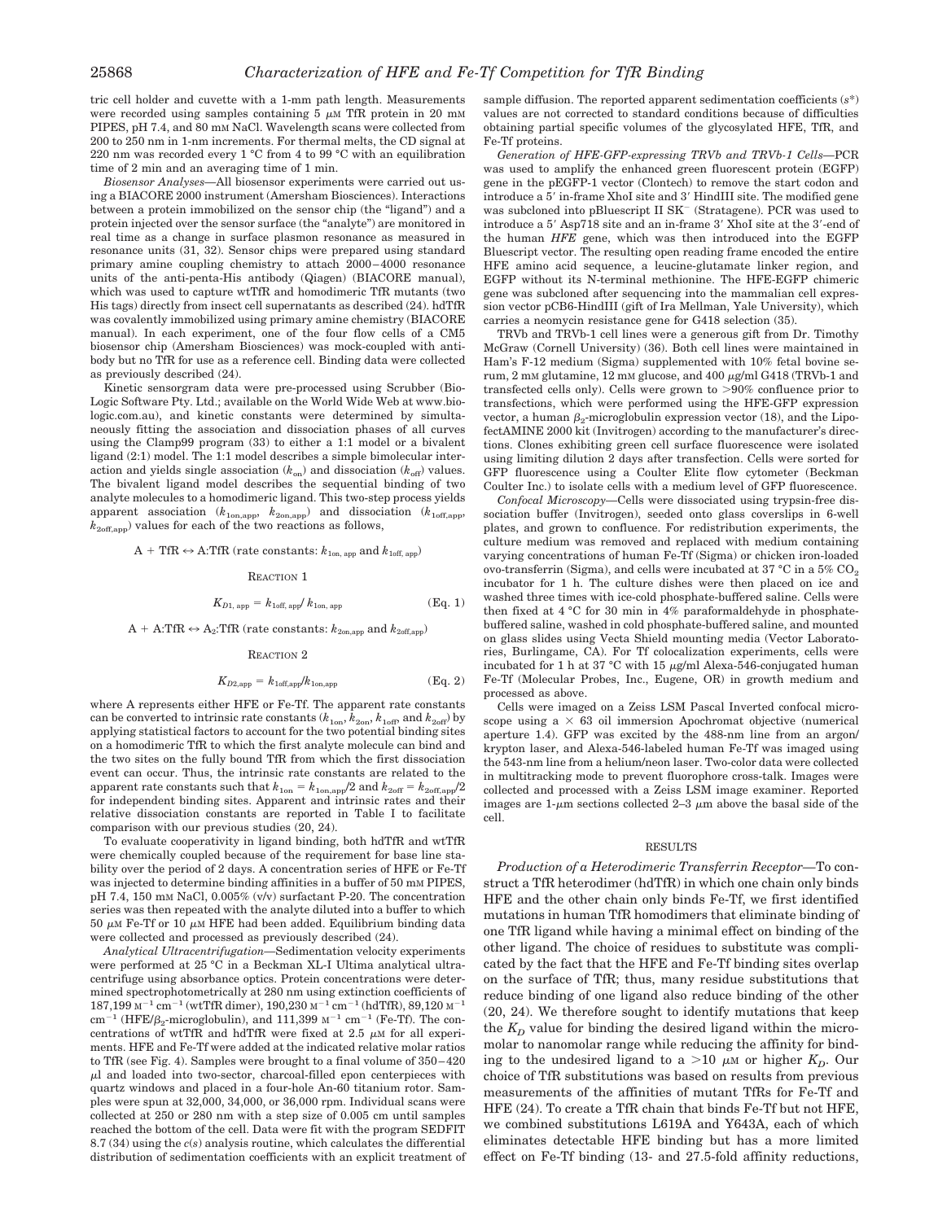tric cell holder and cuvette with a 1-mm path length. Measurements were recorded using samples containing 5 μM TfR protein in 20 mM PIPES, pH 7.4, and 80 mM NaCl. Wavelength scans were collected from 200 to 250 nm in 1-nm increments. For thermal melts, the CD signal at 220 nm was recorded every 1 °C from 4 to 99 °C with an equilibration time of 2 min and an averaging time of 1 min.

*Biosensor Analyses*—All biosensor experiments were carried out using a BIACORE 2000 instrument (Amersham Biosciences). Interactions between a protein immobilized on the sensor chip (the "ligand") and a protein injected over the sensor surface (the "analyte") are monitored in real time as a change in surface plasmon resonance as measured in resonance units (31, 32). Sensor chips were prepared using standard primary amine coupling chemistry to attach 2000–4000 resonance units of the anti-penta-His antibody (Qiagen) (BIACORE manual), which was used to capture wtTfR and homodimeric TfR mutants (two His tags) directly from insect cell supernatants as described (24). hdTfR was covalently immobilized using primary amine chemistry (BIACORE manual). In each experiment, one of the four flow cells of a CM5 biosensor chip (Amersham Biosciences) was mock-coupled with antibody but no TfR for use as a reference cell. Binding data were collected as previously described (24).

Kinetic sensorgram data were pre-processed using Scrubber (BioLogic Software Pty. Ltd.; available on the World Wide Web at www.biologic.com.au), and kinetic constants were determined by simultaneously fitting the association and dissociation phases of all curves using the Clamp99 program (33) to either a 1:1 model or a bivalent ligand (2:1) model. The 1:1 model describes a simple bimolecular interaction and yields single association ($k_{on}$) and dissociation ($k_{off}$) values. The bivalent ligand model describes the sequential binding of two analyte molecules to a homodimeric ligand. This two-step process yields apparent association ($k_{1on,app}$, $k_{2on,app}$) and dissociation ($k_{1off,app}$, $k_{2off,app}$) values for each of the two reactions as follows,

$$\mathrm{A} + \mathrm{TfR} \leftrightarrow \mathrm{A{:}TfR} \text{ (rate constants: } k_{1\mathrm{on,\,app}} \text{ and } k_{1\mathrm{off,\,app}})$$

REACTION 1

$$K_{D1,\,\mathrm{app}} = k_{1\mathrm{off,\,app}} / k_{1\mathrm{on,\,app}} \quad \text{(Eq. 1)}$$

$$\mathrm{A} + \mathrm{A{:}TfR} \leftrightarrow \mathrm{A_2{:}TfR} \text{ (rate constants: } k_{2\mathrm{on,app}} \text{ and } k_{2\mathrm{off,app}})$$

REACTION 2

$$K_{D2,\mathrm{app}} = k_{1\mathrm{off,app}} / k_{1\mathrm{on,app}} \quad \text{(Eq. 2)}$$

where A represents either HFE or Fe-Tf. The apparent rate constants can be converted to intrinsic rate constants ($k_{1on}$, $k_{2on}$, $k_{1off}$, and $k_{2off}$) by applying statistical factors to account for the two potential binding sites on a homodimeric TfR to which the first analyte molecule can bind and the two sites on the fully bound TfR from which the first dissociation event can occur. Thus, the intrinsic rate constants are related to the apparent rate constants such that $k_{1on} = k_{1on,app}/2$ and $k_{2off} = k_{2off,app}/2$ for independent binding sites. Apparent and intrinsic rates and their relative dissociation constants are reported in Table I to facilitate comparison with our previous studies (20, 24).

To evaluate cooperativity in ligand binding, both hdTfR and wtTfR were chemically coupled because of the requirement for base line stability over the period of 2 days. A concentration series of HFE or Fe-Tf was injected to determine binding affinities in a buffer of 50 mM PIPES, pH 7.4, 150 mM NaCl, 0.005% (v/v) surfactant P-20. The concentration series was then repeated with the analyte diluted into a buffer to which 50 μM Fe-Tf or 10 μM HFE had been added. Equilibrium binding data were collected and processed as previously described (24).

*Analytical Ultracentrifugation*—Sedimentation velocity experiments were performed at 25 °C in a Beckman XL-I Ultima analytical ultracentrifuge using absorbance optics. Protein concentrations were determined spectrophotometrically at 280 nm using extinction coefficients of 187,199 $\mathrm{M^{-1}\,cm^{-1}}$ (wtTfR dimer), 190,230 $\mathrm{M^{-1}\,cm^{-1}}$ (hdTfR), 89,120 $\mathrm{M^{-1}\,cm^{-1}}$ (HFE/$\beta_2$-microglobulin), and 111,399 $\mathrm{M^{-1}\,cm^{-1}}$ (Fe-Tf). The concentrations of wtTfR and hdTfR were fixed at 2.5 μM for all experiments. HFE and Fe-Tf were added at the indicated relative molar ratios to TfR (see Fig. 4). Samples were brought to a final volume of 350–420 μl and loaded into two-sector, charcoal-filled epon centerpieces with quartz windows and placed in a four-hole An-60 titanium rotor. Samples were spun at 32,000, 34,000, or 36,000 rpm. Individual scans were collected at 250 or 280 nm with a step size of 0.005 cm until samples reached the bottom of the cell. Data were fit with the program SEDFIT 8.7 (34) using the $c(s)$ analysis routine, which calculates the differential distribution of sedimentation coefficients with an explicit treatment of sample diffusion. The reported apparent sedimentation coefficients ($s^*$) values are not corrected to standard conditions because of difficulties obtaining partial specific volumes of the glycosylated HFE, TfR, and Fe-Tf proteins.

*Generation of HFE-GFP-expressing TRVb and TRVb-1 Cells*—PCR was used to amplify the enhanced green fluorescent protein (EGFP) gene in the pEGFP-1 vector (Clontech) to remove the start codon and introduce a 5′ in-frame XhoI site and 3′ HindIII site. The modified gene was subcloned into pBluescript II SK⁻ (Stratagene). PCR was used to introduce a 5′ Asp718 site and an in-frame 3′ XhoI site at the 3′-end of the human *HFE* gene, which was then introduced into the EGFP Bluescript vector. The resulting open reading frame encoded the entire HFE amino acid sequence, a leucine-glutamate linker region, and EGFP without its N-terminal methionine. The HFE-EGFP chimeric gene was subcloned after sequencing into the mammalian cell expression vector pCB6-HindIII (gift of Ira Mellman, Yale University), which carries a neomycin resistance gene for G418 selection (35).

TRVb and TRVb-1 cell lines were a generous gift from Dr. Timothy McGraw (Cornell University) (36). Both cell lines were maintained in Ham's F-12 medium (Sigma) supplemented with 10% fetal bovine serum, 2 mM glutamine, 12 mM glucose, and 400 μg/ml G418 (TRVb-1 and transfected cells only). Cells were grown to >90% confluence prior to transfections, which were performed using the HFE-GFP expression vector, a human $\beta_2$-microglobulin expression vector (18), and the LipofectAMINE 2000 kit (Invitrogen) according to the manufacturer's directions. Clones exhibiting green cell surface fluorescence were isolated using limiting dilution 2 days after transfection. Cells were sorted for GFP fluorescence using a Coulter Elite flow cytometer (Beckman Coulter Inc.) to isolate cells with a medium level of GFP fluorescence.

*Confocal Microscopy*—Cells were dissociated using trypsin-free dissociation buffer (Invitrogen), seeded onto glass coverslips in 6-well plates, and grown to confluence. For redistribution experiments, the culture medium was removed and replaced with medium containing varying concentrations of human Fe-Tf (Sigma) or chicken iron-loaded ovo-transferrin (Sigma), and cells were incubated at 37 °C in a 5% $CO_2$ incubator for 1 h. The culture dishes were then placed on ice and washed three times with ice-cold phosphate-buffered saline. Cells were then fixed at 4 °C for 30 min in 4% paraformaldehyde in phosphate-buffered saline, washed in cold phosphate-buffered saline, and mounted on glass slides using Vecta Shield mounting media (Vector Laboratories, Burlingame, CA). For Tf colocalization experiments, cells were incubated for 1 h at 37 °C with 15 μg/ml Alexa-546-conjugated human Fe-Tf (Molecular Probes, Inc., Eugene, OR) in growth medium and processed as above.

Cells were imaged on a Zeiss LSM Pascal Inverted confocal microscope using a × 63 oil immersion Apochromat objective (numerical aperture 1.4). GFP was excited by the 488-nm line from an argon/krypton laser, and Alexa-546-labeled human Fe-Tf was imaged using the 543-nm line from a helium/neon laser. Two-color data were collected in multitracking mode to prevent fluorophore cross-talk. Images were collected and processed with a Zeiss LSM image examiner. Reported images are 1-μm sections collected 2–3 μm above the basal side of the cell.

## RESULTS

*Production of a Heterodimeric Transferrin Receptor*—To construct a TfR heterodimer (hdTfR) in which one chain only binds HFE and the other chain only binds Fe-Tf, we first identified mutations in human TfR homodimers that eliminate binding of one TfR ligand while having a minimal effect on binding of the other ligand. The choice of residues to substitute was complicated by the fact that the HFE and Fe-Tf binding sites overlap on the surface of TfR; thus, many residue substitutions that reduce binding of one ligand also reduce binding of the other (20, 24). We therefore sought to identify mutations that keep the $K_D$ value for binding the desired ligand within the micromolar to nanomolar range while reducing the affinity for binding to the undesired ligand to a >10 μM or higher $K_D$. Our choice of TfR substitutions was based on results from previous measurements of the affinities of mutant TfRs for Fe-Tf and HFE (24). To create a TfR chain that binds Fe-Tf but not HFE, we combined substitutions L619A and Y643A, each of which eliminates detectable HFE binding but has a more limited effect on Fe-Tf binding (13- and 27.5-fold affinity reductions,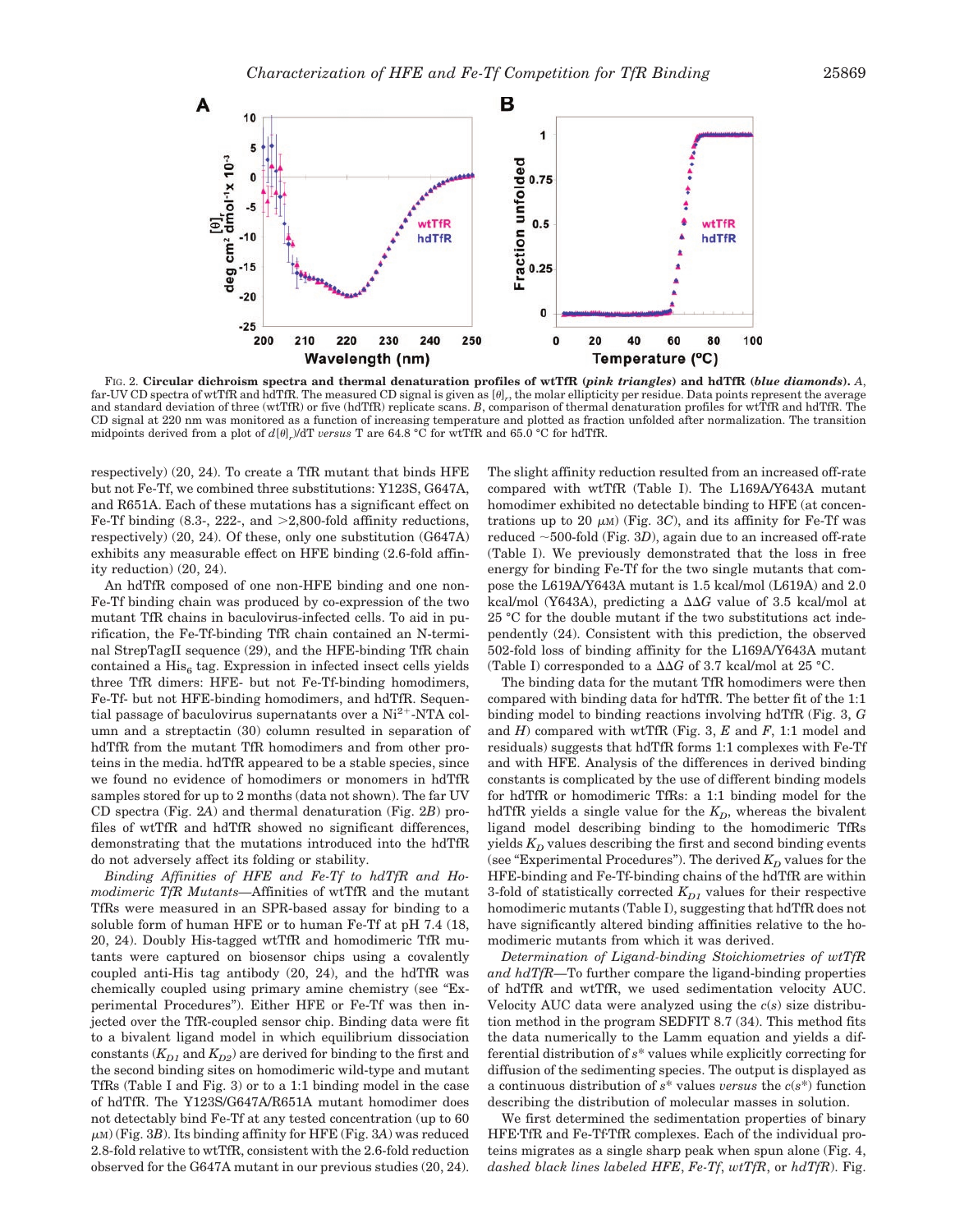FIG. 2. **Circular dichroism spectra and thermal denaturation profiles of wtTfR (*pink triangles*) and hdTfR (*blue diamonds*).** *A*, far-UV CD spectra of wtTfR and hdTfR. The measured CD signal is given as $[\theta]_r$, the molar ellipticity per residue. Data points represent the average and standard deviation of three (wtTfR) or five (hdTfR) replicate scans. *B*, comparison of thermal denaturation profiles for wtTfR and hdTfR. The CD signal at 220 nm was monitored as a function of increasing temperature and plotted as fraction unfolded after normalization. The transition midpoints derived from a plot of $d[\theta]_r/dT$ *versus* T are 64.8 °C for wtTfR and 65.0 °C for hdTfR.

respectively) (20, 24). To create a TfR mutant that binds HFE but not Fe-Tf, we combined three substitutions: Y123S, G647A, and R651A. Each of these mutations has a significant effect on Fe-Tf binding (8.3-, 222-, and >2,800-fold affinity reductions, respectively) (20, 24). Of these, only one substitution (G647A) exhibits any measurable effect on HFE binding (2.6-fold affinity reduction) (20, 24).

An hdTfR composed of one non-HFE binding and one non-Fe-Tf binding chain was produced by co-expression of the two mutant TfR chains in baculovirus-infected cells. To aid in purification, the Fe-Tf-binding TfR chain contained an N-terminal StrepTagII sequence (29), and the HFE-binding TfR chain contained a $His_6$ tag. Expression in infected insect cells yields three TfR dimers: HFE- but not Fe-Tf-binding homodimers, Fe-Tf- but not HFE-binding homodimers, and hdTfR. Sequential passage of baculovirus supernatants over a $Ni^{2+}$-NTA column and a streptactin (30) column resulted in separation of hdTfR from the mutant TfR homodimers and from other proteins in the media. hdTfR appeared to be a stable species, since we found no evidence of homodimers or monomers in hdTfR samples stored for up to 2 months (data not shown). The far UV CD spectra (Fig. 2*A*) and thermal denaturation (Fig. 2*B*) profiles of wtTfR and hdTfR showed no significant differences, demonstrating that the mutations introduced into the hdTfR do not adversely affect its folding or stability.

*Binding Affinities of HFE and Fe-Tf to hdTfR and Homodimeric TfR Mutants*—Affinities of wtTfR and the mutant TfRs were measured in an SPR-based assay for binding to a soluble form of human HFE or to human Fe-Tf at pH 7.4 (18, 20, 24). Doubly His-tagged wtTfR and homodimeric TfR mutants were captured on biosensor chips using a covalently coupled anti-His tag antibody (20, 24), and the hdTfR was chemically coupled using primary amine chemistry (see "Experimental Procedures"). Either HFE or Fe-Tf was then injected over the TfR-coupled sensor chip. Binding data were fit to a bivalent ligand model in which equilibrium dissociation constants ($K_{D1}$ and $K_{D2}$) are derived for binding to the first and the second binding sites on homodimeric wild-type and mutant TfRs (Table I and Fig. 3) or to a 1:1 binding model in the case of hdTfR. The Y123S/G647A/R651A mutant homodimer does not detectably bind Fe-Tf at any tested concentration (up to 60 $\mu$M) (Fig. 3*B*). Its binding affinity for HFE (Fig. 3*A*) was reduced 2.8-fold relative to wtTfR, consistent with the 2.6-fold reduction observed for the G647A mutant in our previous studies (20, 24). The slight affinity reduction resulted from an increased off-rate compared with wtTfR (Table I). The L169A/Y643A mutant homodimer exhibited no detectable binding to HFE (at concentrations up to 20 $\mu$M) (Fig. 3*C*), and its affinity for Fe-Tf was reduced ~500-fold (Fig. 3*D*), again due to an increased off-rate (Table I). We previously demonstrated that the loss in free energy for binding Fe-Tf for the two single mutants that compose the L169A/Y643A mutant is 1.5 kcal/mol (L619A) and 2.0 kcal/mol (Y643A), predicting a $\Delta\Delta G$ value of 3.5 kcal/mol at 25 °C for the double mutant if the two substitutions act independently (24). Consistent with this prediction, the observed 502-fold loss of binding affinity for the L169A/Y643A mutant (Table I) corresponded to a $\Delta\Delta G$ of 3.7 kcal/mol at 25 °C.

The binding data for the mutant TfR homodimers were then compared with binding data for hdTfR. The better fit of the 1:1 binding model to binding reactions involving hdTfR (Fig. 3, *G* and *H*) compared with wtTfR (Fig. 3, *E* and *F*, 1:1 model and residuals) suggests that hdTfR forms 1:1 complexes with Fe-Tf and with HFE. Analysis of the differences in derived binding constants is complicated by the use of different binding models for hdTfR or homodimeric TfRs: a 1:1 binding model for the hdTfR yields a single value for the $K_D$, whereas the bivalent ligand model describing binding to the homodimeric TfRs yields $K_D$ values describing the first and second binding events (see "Experimental Procedures"). The derived $K_D$ values for the HFE-binding and Fe-Tf-binding chains of the hdTfR are within 3-fold of statistically corrected $K_{D1}$ values for their respective homodimeric mutants (Table I), suggesting that hdTfR does not have significantly altered binding affinities relative to the homodimeric mutants from which it was derived.

*Determination of Ligand-binding Stoichiometries of wtTfR and hdTfR*—To further compare the ligand-binding properties of hdTfR and wtTfR, we used sedimentation velocity AUC. Velocity AUC data were analyzed using the $c(s)$ size distribution method in the program SEDFIT 8.7 (34). This method fits the data numerically to the Lamm equation and yields a differential distribution of $s^*$ values while explicitly correcting for diffusion of the sedimenting species. The output is displayed as a continuous distribution of $s^*$ values *versus* the $c(s^*)$ function describing the distribution of molecular masses in solution.

We first determined the sedimentation properties of binary HFE·TfR and Fe-Tf·TfR complexes. Each of the individual proteins migrates as a single sharp peak when spun alone (Fig. 4, *dashed black lines labeled HFE*, *Fe-Tf*, *wtTfR*, or *hdTfR*). Fig.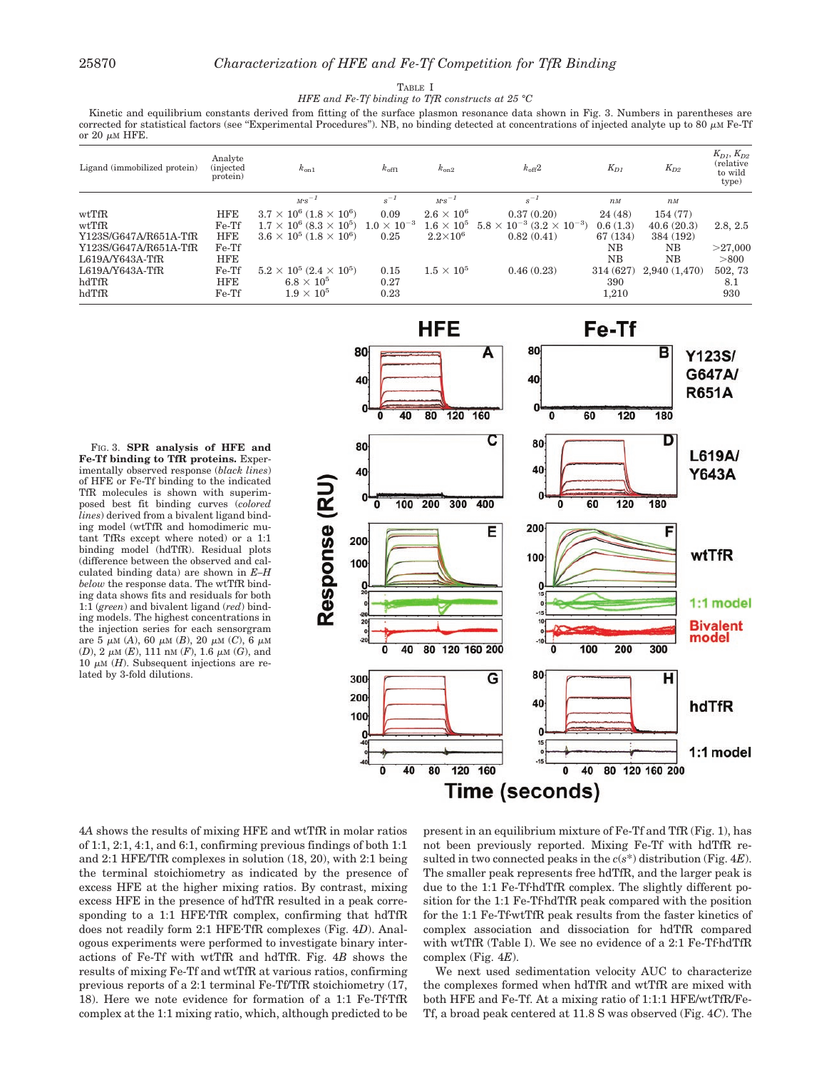TABLE I

*HFE and Fe-Tf binding to TfR constructs at 25 °C*

Kinetic and equilibrium constants derived from fitting of the surface plasmon resonance data shown in Fig. 3. Numbers in parentheses are corrected for statistical factors (see "Experimental Procedures"). NB, no binding detected at concentrations of injected analyte up to 80 μM Fe-Tf or 20 μM HFE.

| Ligand (immobilized protein) | Analyte (injected protein) | $k_{on1}$ | $k_{off1}$ | $k_{on2}$ | $k_{off}2$ | $K_{D1}$ | $K_{D2}$ | $K_{D1}$, $K_{D2}$ (relative to wild type) |
|---|---|---|---|---|---|---|---|---|
| | | $M^{-1}s^{-1}$ | $s^{-1}$ | $M^{-1}s^{-1}$ | $s^{-1}$ | $nM$ | $nM$ | |
| wtTfR | HFE | $3.7 \times 10^6$ ($1.8 \times 10^6$) | 0.09 | $2.6 \times 10^6$ | 0.37 (0.20) | 24 (48) | 154 (77) | |
| wtTfR | Fe-Tf | $1.7 \times 10^6$ ($8.3 \times 10^5$) | $1.0 \times 10^{-3}$ | $1.6 \times 10^5$ | $5.8 \times 10^{-3}$ ($3.2 \times 10^{-3}$) | 0.6 (1.3) | 40.6 (20.3) | 2.8, 2.5 |
| Y123S/G647A/R651A-TfR | HFE | $3.6 \times 10^5$ ($1.8 \times 10^6$) | 0.25 | $2.2 \times 10^6$ | 0.82 (0.41) | 67 (134) | 384 (192) | |
| Y123S/G647A/R651A-TfR | Fe-Tf | | | | | NB | NB | >27,000 |
| L619A/Y643A-TfR | HFE | | | | | NB | NB | >800 |
| L619A/Y643A-TfR | Fe-Tf | $5.2 \times 10^5$ ($2.4 \times 10^5$) | 0.15 | $1.5 \times 10^5$ | 0.46 (0.23) | 314 (627) | 2,940 (1,470) | 502, 73 |
| hdTfR | HFE | $6.8 \times 10^5$ | 0.27 | | | 390 | | 8.1 |
| hdTfR | Fe-Tf | $1.9 \times 10^5$ | 0.23 | | | 1,210 | | 930 |

FIG. 3. **SPR analysis of HFE and Fe-Tf binding to TfR proteins.** Experimentally observed response (*black lines*) of HFE or Fe-Tf binding to the indicated TfR molecules is shown with superimposed best fit binding curves (*colored lines*) derived from a bivalent ligand binding model (wtTfR and homodimeric mutant TfRs except where noted) or a 1:1 binding model (hdTfR). Residual plots (difference between the observed and calculated binding data) are shown in *E–H below* the response data. The wtTfR binding data shows fits and residuals for both 1:1 (*green*) and bivalent ligand (*red*) binding models. The highest concentrations in the injection series for each sensorgram are 5 μM (*A*), 60 μM (*B*), 20 μM (*C*), 6 μM (*D*), 2 μM (*E*), 111 nM (*F*), 1.6 μM (*G*), and 10 μM (*H*). Subsequent injections are related by 3-fold dilutions.

4*A* shows the results of mixing HFE and wtTfR in molar ratios of 1:1, 2:1, 4:1, and 6:1, confirming previous findings of both 1:1 and 2:1 HFE/TfR complexes in solution (18, 20), with 2:1 being the terminal stoichiometry as indicated by the presence of excess HFE at the higher mixing ratios. By contrast, mixing excess HFE in the presence of hdTfR resulted in a peak corresponding to a 1:1 HFE·TfR complex, confirming that hdTfR does not readily form 2:1 HFE·TfR complexes (Fig. 4*D*). Analogous experiments were performed to investigate binary interactions of Fe-Tf with wtTfR and hdTfR. Fig. 4*B* shows the results of mixing Fe-Tf and wtTfR at various ratios, confirming previous reports of a 2:1 terminal Fe-Tf/TfR stoichiometry (17, 18). Here we note evidence for formation of a 1:1 Fe-Tf·TfR complex at the 1:1 mixing ratio, which, although predicted to be present in an equilibrium mixture of Fe-Tf and TfR (Fig. 1), has not been previously reported. Mixing Fe-Tf with hdTfR resulted in two connected peaks in the $c(s^*)$ distribution (Fig. 4*E*). The smaller peak represents free hdTfR, and the larger peak is due to the 1:1 Fe-Tf·hdTfR complex. The slightly different position for the 1:1 Fe-Tf·hdTfR peak compared with the position for the 1:1 Fe-Tf·wtTfR peak results from the faster kinetics of complex association and dissociation for hdTfR compared with wtTfR (Table I). We see no evidence of a 2:1 Fe-Tf·hdTfR complex (Fig. 4*E*).

We next used sedimentation velocity AUC to characterize the complexes formed when hdTfR and wtTfR are mixed with both HFE and Fe-Tf. At a mixing ratio of 1:1:1 HFE/wtTfR/Fe-Tf, a broad peak centered at 11.8 S was observed (Fig. 4*C*). The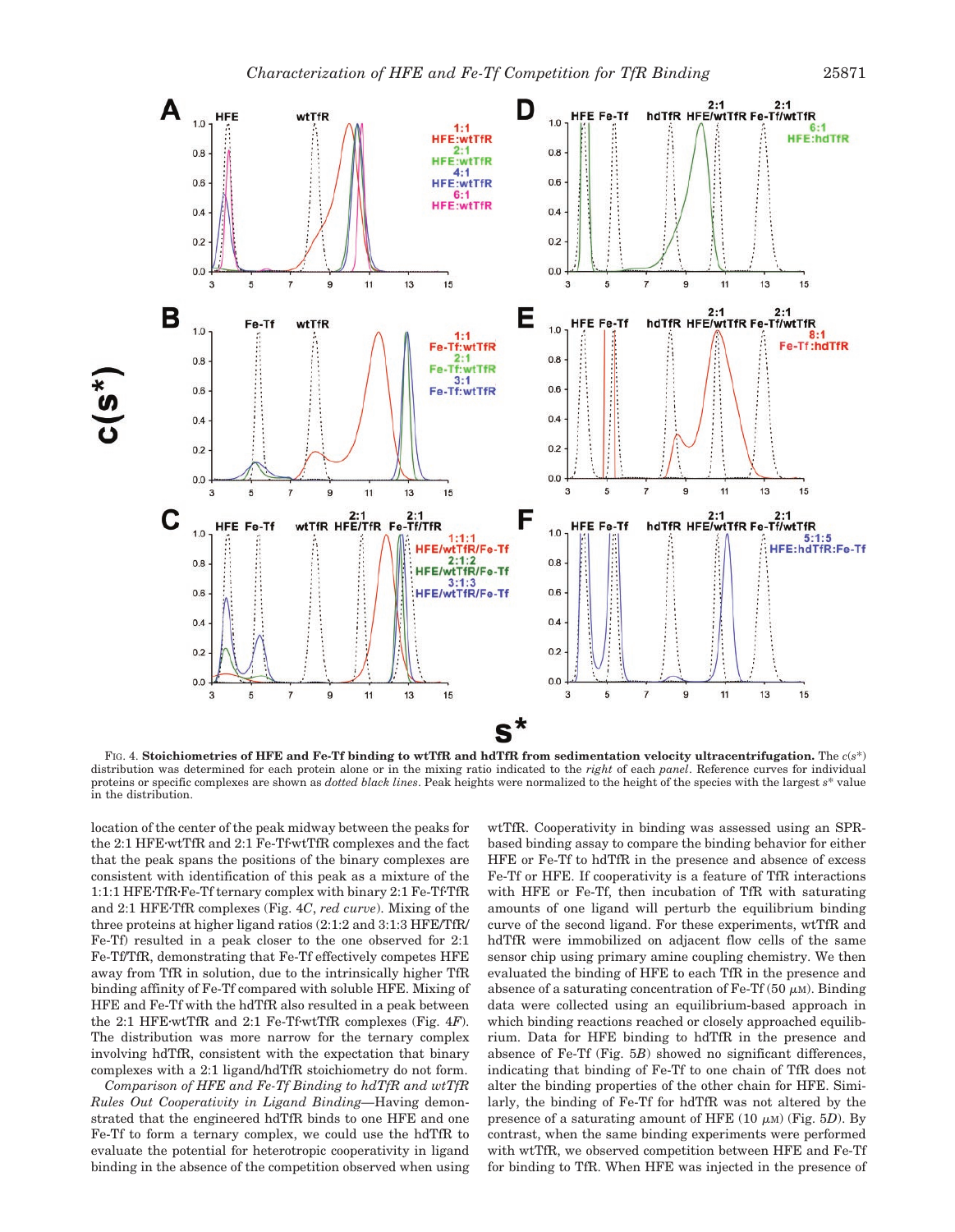FIG. 4. **Stoichiometries of HFE and Fe-Tf binding to wtTfR and hdTfR from sedimentation velocity ultracentrifugation.** The $c(s^*)$ distribution was determined for each protein alone or in the mixing ratio indicated to the *right* of each *panel*. Reference curves for individual proteins or specific complexes are shown as *dotted black lines*. Peak heights were normalized to the height of the species with the largest $s^*$ value in the distribution.

location of the center of the peak midway between the peaks for the 2:1 HFE·wtTfR and 2:1 Fe-Tf·wtTfR complexes and the fact that the peak spans the positions of the binary complexes are consistent with identification of this peak as a mixture of the 1:1:1 HFE·TfR·Fe-Tf ternary complex with binary 2:1 Fe-Tf·TfR and 2:1 HFE·TfR complexes (Fig. 4*C*, *red curve*). Mixing of the three proteins at higher ligand ratios (2:1:2 and 3:1:3 HFE/TfR/Fe-Tf) resulted in a peak closer to the one observed for 2:1 Fe-Tf/TfR, demonstrating that Fe-Tf effectively competes HFE away from TfR in solution, due to the intrinsically higher TfR binding affinity of Fe-Tf compared with soluble HFE. Mixing of HFE and Fe-Tf with the hdTfR also resulted in a peak between the 2:1 HFE·wtTfR and 2:1 Fe-Tf·wtTfR complexes (Fig. 4*F*). The distribution was more narrow for the ternary complex involving hdTfR, consistent with the expectation that binary complexes with a 2:1 ligand/hdTfR stoichiometry do not form.

*Comparison of HFE and Fe-Tf Binding to hdTfR and wtTfR Rules Out Cooperativity in Ligand Binding*—Having demonstrated that the engineered hdTfR binds to one HFE and one Fe-Tf to form a ternary complex, we could use the hdTfR to evaluate the potential for heterotropic cooperativity in ligand binding in the absence of the competition observed when using wtTfR. Cooperativity in binding was assessed using an SPR-based binding assay to compare the binding behavior for either HFE or Fe-Tf to hdTfR in the presence and absence of excess Fe-Tf or HFE. If cooperativity is a feature of TfR interactions with HFE or Fe-Tf, then incubation of TfR with saturating amounts of one ligand will perturb the equilibrium binding curve of the second ligand. For these experiments, wtTfR and hdTfR were immobilized on adjacent flow cells of the same sensor chip using primary amine coupling chemistry. We then evaluated the binding of HFE to each TfR in the presence and absence of a saturating concentration of Fe-Tf (50 μM). Binding data were collected using an equilibrium-based approach in which binding reactions reached or closely approached equilibrium. Data for HFE binding to hdTfR in the presence and absence of Fe-Tf (Fig. 5*B*) showed no significant differences, indicating that binding of Fe-Tf to one chain of TfR does not alter the binding properties of the other chain for HFE. Similarly, the binding of Fe-Tf for hdTfR was not altered by the presence of a saturating amount of HFE (10 μM) (Fig. 5*D*). By contrast, when the same binding experiments were performed with wtTfR, we observed competition between HFE and Fe-Tf for binding to TfR. When HFE was injected in the presence of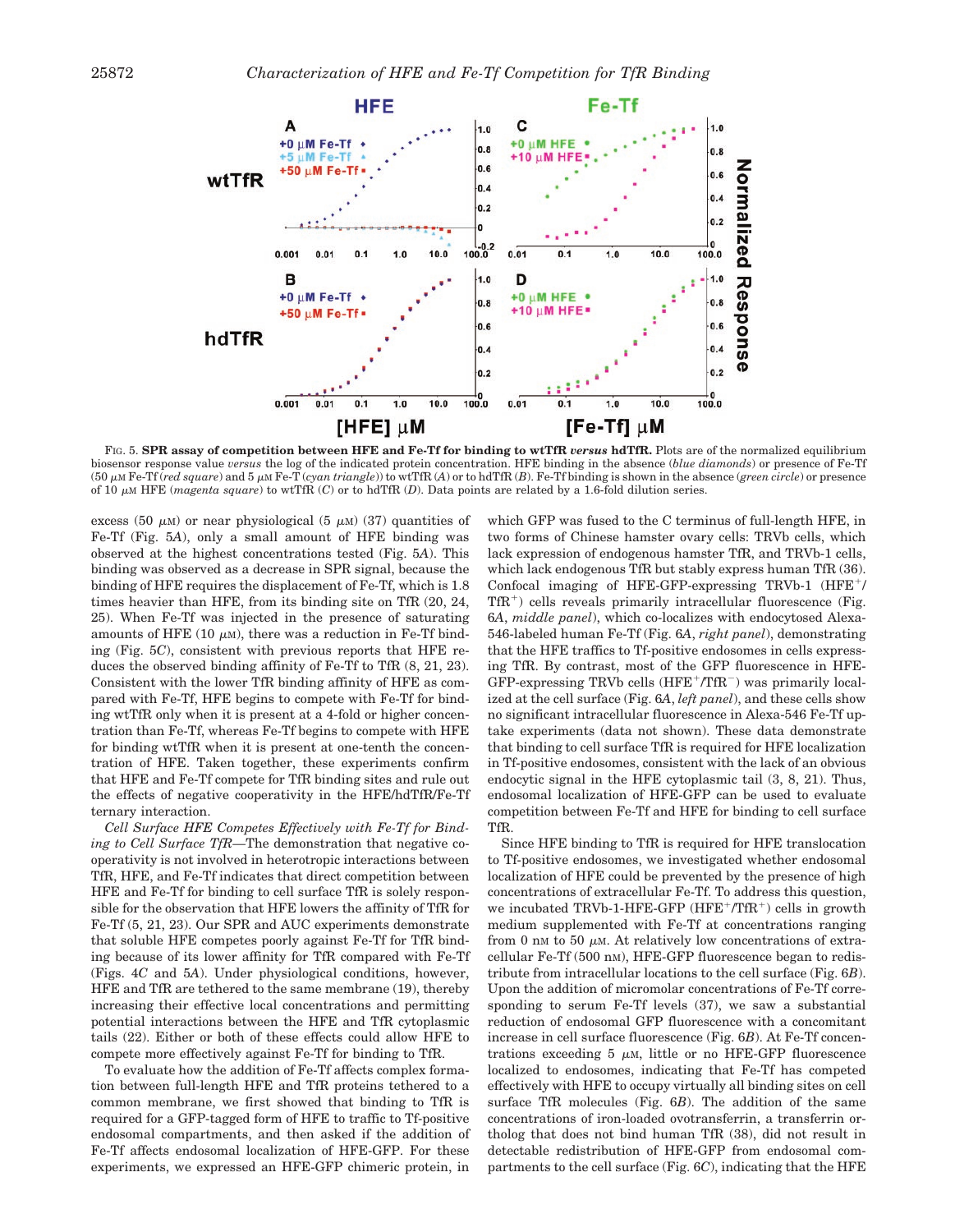FIG. 5. **SPR assay of competition between HFE and Fe-Tf for binding to wtTfR *versus* hdTfR.** Plots are of the normalized equilibrium biosensor response value *versus* the log of the indicated protein concentration. HFE binding in the absence (*blue diamonds*) or presence of Fe-Tf (50 μM Fe-Tf (*red square*) and 5 μM Fe-T (*cyan triangle*)) to wtTfR (*A*) or to hdTfR (*B*). Fe-Tf binding is shown in the absence (*green circle*) or presence of 10 μM HFE (*magenta square*) to wtTfR (*C*) or to hdTfR (*D*). Data points are related by a 1.6-fold dilution series.

excess (50 μM) or near physiological (5 μM) (37) quantities of Fe-Tf (Fig. 5*A*), only a small amount of HFE binding was observed at the highest concentrations tested (Fig. 5*A*). This binding was observed as a decrease in SPR signal, because the binding of HFE requires the displacement of Fe-Tf, which is 1.8 times heavier than HFE, from its binding site on TfR (20, 24, 25). When Fe-Tf was injected in the presence of saturating amounts of HFE (10 μM), there was a reduction in Fe-Tf binding (Fig. 5*C*), consistent with previous reports that HFE reduces the observed binding affinity of Fe-Tf to TfR (8, 21, 23). Consistent with the lower TfR binding affinity of HFE as compared with Fe-Tf, HFE begins to compete with Fe-Tf for binding wtTfR only when it is present at a 4-fold or higher concentration than Fe-Tf, whereas Fe-Tf begins to compete with HFE for binding wtTfR when it is present at one-tenth the concentration of HFE. Taken together, these experiments confirm that HFE and Fe-Tf compete for TfR binding sites and rule out the effects of negative cooperativity in the HFE/hdTfR/Fe-Tf ternary interaction.

*Cell Surface HFE Competes Effectively with Fe-Tf for Binding to Cell Surface TfR*—The demonstration that negative cooperativity is not involved in heterotropic interactions between TfR, HFE, and Fe-Tf indicates that direct competition between HFE and Fe-Tf for binding to cell surface TfR is solely responsible for the observation that HFE lowers the affinity of TfR for Fe-Tf (5, 21, 23). Our SPR and AUC experiments demonstrate that soluble HFE competes poorly against Fe-Tf for TfR binding because of its lower affinity for TfR compared with Fe-Tf (Figs. 4*C* and 5*A*). Under physiological conditions, however, HFE and TfR are tethered to the same membrane (19), thereby increasing their effective local concentrations and permitting potential interactions between the HFE and TfR cytoplasmic tails (22). Either or both of these effects could allow HFE to compete more effectively against Fe-Tf for binding to TfR.

To evaluate how the addition of Fe-Tf affects complex formation between full-length HFE and TfR proteins tethered to a common membrane, we first showed that binding to TfR is required for a GFP-tagged form of HFE to traffic to Tf-positive endosomal compartments, and then asked if the addition of Fe-Tf affects endosomal localization of HFE-GFP. For these experiments, we expressed an HFE-GFP chimeric protein, in which GFP was fused to the C terminus of full-length HFE, in two forms of Chinese hamster ovary cells: TRVb cells, which lack expression of endogenous hamster TfR, and TRVb-1 cells, which lack endogenous TfR but stably express human TfR (36). Confocal imaging of HFE-GFP-expressing TRVb-1 ($HFE^+$/$TfR^+$) cells reveals primarily intracellular fluorescence (Fig. 6*A*, *middle panel*), which co-localizes with endocytosed Alexa-546-labeled human Fe-Tf (Fig. 6*A*, *right panel*), demonstrating that the HFE traffics to Tf-positive endosomes in cells expressing TfR. By contrast, most of the GFP fluorescence in HFE-GFP-expressing TRVb cells ($HFE^+$/$TfR^-$) was primarily localized at the cell surface (Fig. 6*A*, *left panel*), and these cells show no significant intracellular fluorescence in Alexa-546 Fe-Tf uptake experiments (data not shown). These data demonstrate that binding to cell surface TfR is required for HFE localization in Tf-positive endosomes, consistent with the lack of an obvious endocytic signal in the HFE cytoplasmic tail (3, 8, 21). Thus, endosomal localization of HFE-GFP can be used to evaluate competition between Fe-Tf and HFE for binding to cell surface TfR.

Since HFE binding to TfR is required for HFE translocation to Tf-positive endosomes, we investigated whether endosomal localization of HFE could be prevented by the presence of high concentrations of extracellular Fe-Tf. To address this question, we incubated TRVb-1-HFE-GFP ($HFE^+$/$TfR^+$) cells in growth medium supplemented with Fe-Tf at concentrations ranging from 0 nM to 50 μM. At relatively low concentrations of extracellular Fe-Tf (500 nM), HFE-GFP fluorescence began to redistribute from intracellular locations to the cell surface (Fig. 6*B*). Upon the addition of micromolar concentrations of Fe-Tf corresponding to serum Fe-Tf levels (37), we saw a substantial reduction of endosomal GFP fluorescence with a concomitant increase in cell surface fluorescence (Fig. 6*B*). At Fe-Tf concentrations exceeding 5 μM, little or no HFE-GFP fluorescence localized to endosomes, indicating that Fe-Tf has competed effectively with HFE to occupy virtually all binding sites on cell surface TfR molecules (Fig. 6*B*). The addition of the same concentrations of iron-loaded ovotransferrin, a transferrin ortholog that does not bind human TfR (38), did not result in detectable redistribution of HFE-GFP from endosomal compartments to the cell surface (Fig. 6*C*), indicating that the HFE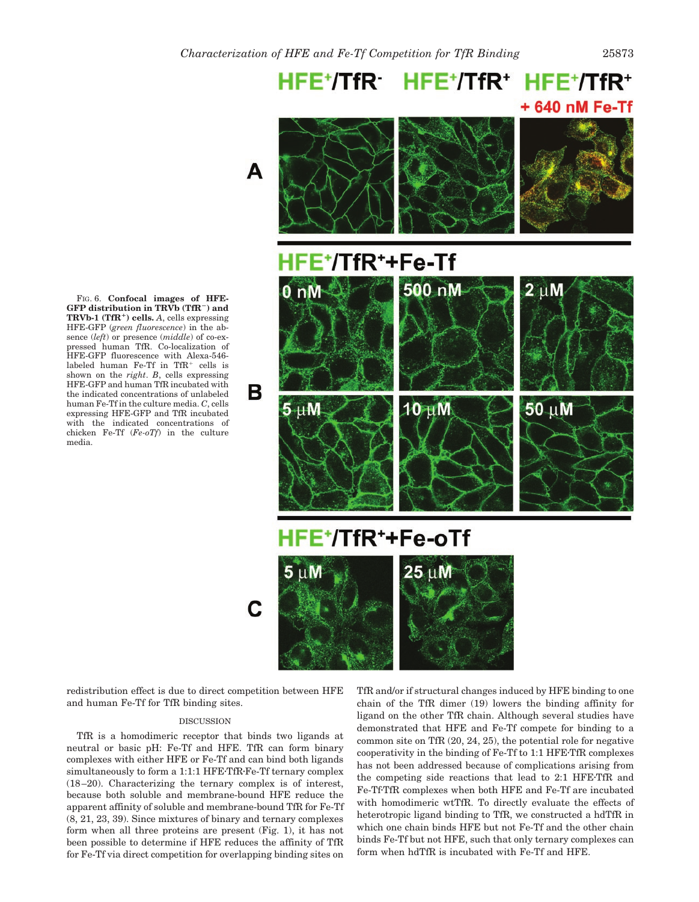FIG. 6. **Confocal images of HFE-GFP distribution in TRVb (TfR$^-$) and TRVb-1 (TfR$^+$) cells.** *A*, cells expressing HFE-GFP (*green fluorescence*) in the absence (*left*) or presence (*middle*) of co-expressed human TfR. Co-localization of HFE-GFP fluorescence with Alexa-546-labeled human Fe-Tf in TfR$^+$ cells is shown on the *right*. *B*, cells expressing HFE-GFP and human TfR incubated with the indicated concentrations of unlabeled human Fe-Tf in the culture media. *C*, cells expressing HFE-GFP and TfR incubated with the indicated concentrations of chicken Fe-Tf (*Fe-oTf*) in the culture media.

redistribution effect is due to direct competition between HFE and human Fe-Tf for TfR binding sites.

## DISCUSSION

TfR is a homodimeric receptor that binds two ligands at neutral or basic pH: Fe-Tf and HFE. TfR can form binary complexes with either HFE or Fe-Tf and can bind both ligands simultaneously to form a 1:1:1 HFE·TfR·Fe-Tf ternary complex (18–20). Characterizing the ternary complex is of interest, because both soluble and membrane-bound HFE reduce the apparent affinity of soluble and membrane-bound TfR for Fe-Tf (8, 21, 23, 39). Since mixtures of binary and ternary complexes form when all three proteins are present (Fig. 1), it has not been possible to determine if HFE reduces the affinity of TfR for Fe-Tf via direct competition for overlapping binding sites on TfR and/or if structural changes induced by HFE binding to one chain of the TfR dimer (19) lowers the binding affinity for ligand on the other TfR chain. Although several studies have demonstrated that HFE and Fe-Tf compete for binding to a common site on TfR (20, 24, 25), the potential role for negative cooperativity in the binding of Fe-Tf to 1:1 HFE·TfR complexes has not been addressed because of complications arising from the competing side reactions that lead to 2:1 HFE·TfR and Fe-Tf·TfR complexes when both HFE and Fe-Tf are incubated with homodimeric wtTfR. To directly evaluate the effects of heterotropic ligand binding to TfR, we constructed a hdTfR in which one chain binds HFE but not Fe-Tf and the other chain binds Fe-Tf but not HFE, such that only ternary complexes can form when hdTfR is incubated with Fe-Tf and HFE.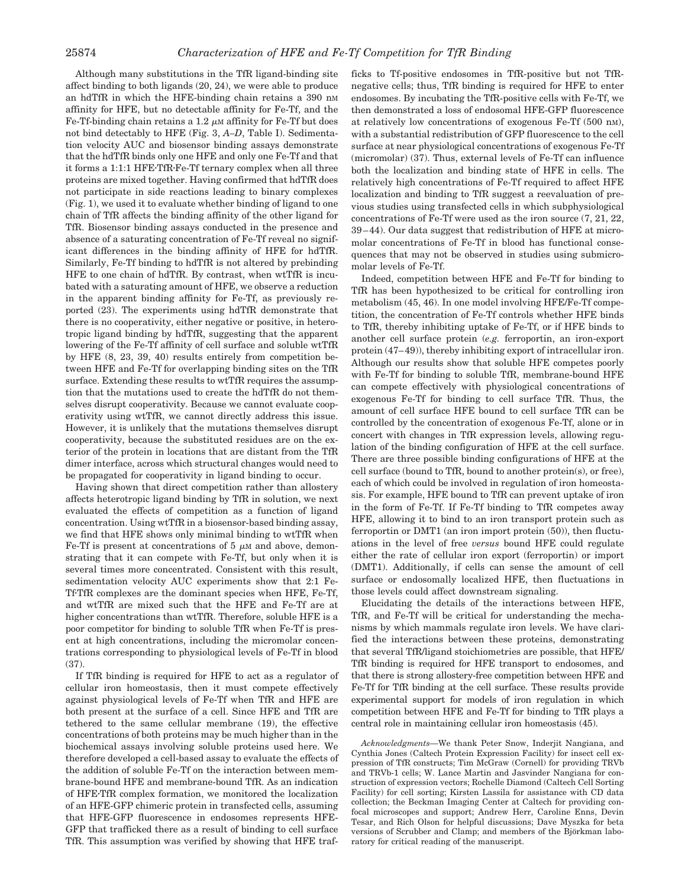Although many substitutions in the TfR ligand-binding site affect binding to both ligands (20, 24), we were able to produce an hdTfR in which the HFE-binding chain retains a 390 nM affinity for HFE, but no detectable affinity for Fe-Tf, and the Fe-Tf-binding chain retains a 1.2 $\mu$M affinity for Fe-Tf but does not bind detectably to HFE (Fig. 3, *A–D*, Table I). Sedimentation velocity AUC and biosensor binding assays demonstrate that the hdTfR binds only one HFE and only one Fe-Tf and that it forms a 1:1:1 HFE·TfR·Fe-Tf ternary complex when all three proteins are mixed together. Having confirmed that hdTfR does not participate in side reactions leading to binary complexes (Fig. 1), we used it to evaluate whether binding of ligand to one chain of TfR affects the binding affinity of the other ligand for TfR. Biosensor binding assays conducted in the presence and absence of a saturating concentration of Fe-Tf reveal no significant differences in the binding affinity of HFE for hdTfR. Similarly, Fe-Tf binding to hdTfR is not altered by prebinding HFE to one chain of hdTfR. By contrast, when wtTfR is incubated with a saturating amount of HFE, we observe a reduction in the apparent binding affinity for Fe-Tf, as previously reported (23). The experiments using hdTfR demonstrate that there is no cooperativity, either negative or positive, in heterotropic ligand binding by hdTfR, suggesting that the apparent lowering of the Fe-Tf affinity of cell surface and soluble wtTfR by HFE (8, 23, 39, 40) results entirely from competition between HFE and Fe-Tf for overlapping binding sites on the TfR surface. Extending these results to wtTfR requires the assumption that the mutations used to create the hdTfR do not themselves disrupt cooperativity. Because we cannot evaluate cooperativity using wtTfR, we cannot directly address this issue. However, it is unlikely that the mutations themselves disrupt cooperativity, because the substituted residues are on the exterior of the protein in locations that are distant from the TfR dimer interface, across which structural changes would need to be propagated for cooperativity in ligand binding to occur.

Having shown that direct competition rather than allostery affects heterotropic ligand binding by TfR in solution, we next evaluated the effects of competition as a function of ligand concentration. Using wtTfR in a biosensor-based binding assay, we find that HFE shows only minimal binding to wtTfR when Fe-Tf is present at concentrations of 5 $\mu$M and above, demonstrating that it can compete with Fe-Tf, but only when it is several times more concentrated. Consistent with this result, sedimentation velocity AUC experiments show that 2:1 Fe-Tf·TfR complexes are the dominant species when HFE, Fe-Tf, and wtTfR are mixed such that the HFE and Fe-Tf are at higher concentrations than wtTfR. Therefore, soluble HFE is a poor competitor for binding to soluble TfR when Fe-Tf is present at high concentrations, including the micromolar concentrations corresponding to physiological levels of Fe-Tf in blood (37).

If TfR binding is required for HFE to act as a regulator of cellular iron homeostasis, then it must compete effectively against physiological levels of Fe-Tf when TfR and HFE are both present at the surface of a cell. Since HFE and TfR are tethered to the same cellular membrane (19), the effective concentrations of both proteins may be much higher than in the biochemical assays involving soluble proteins used here. We therefore developed a cell-based assay to evaluate the effects of the addition of soluble Fe-Tf on the interaction between membrane-bound HFE and membrane-bound TfR. As an indication of HFE·TfR complex formation, we monitored the localization of an HFE-GFP chimeric protein in transfected cells, assuming that HFE-GFP fluorescence in endosomes represents HFE-GFP that trafficked there as a result of binding to cell surface TfR. This assumption was verified by showing that HFE traffics to Tf-positive endosomes in TfR-positive but not TfR-negative cells; thus, TfR binding is required for HFE to enter endosomes. By incubating the TfR-positive cells with Fe-Tf, we then demonstrated a loss of endosomal HFE-GFP fluorescence at relatively low concentrations of exogenous Fe-Tf (500 nM), with a substantial redistribution of GFP fluorescence to the cell surface at near physiological concentrations of exogenous Fe-Tf (micromolar) (37). Thus, external levels of Fe-Tf can influence both the localization and binding state of HFE in cells. The relatively high concentrations of Fe-Tf required to affect HFE localization and binding to TfR suggest a reevaluation of previous studies using transfected cells in which subphysiological concentrations of Fe-Tf were used as the iron source (7, 21, 22, 39–44). Our data suggest that redistribution of HFE at micromolar concentrations of Fe-Tf in blood has functional consequences that may not be observed in studies using submicromolar levels of Fe-Tf.

Indeed, competition between HFE and Fe-Tf for binding to TfR has been hypothesized to be critical for controlling iron metabolism (45, 46). In one model involving HFE/Fe-Tf competition, the concentration of Fe-Tf controls whether HFE binds to TfR, thereby inhibiting uptake of Fe-Tf, or if HFE binds to another cell surface protein (*e.g.* ferroportin, an iron-export protein (47–49)), thereby inhibiting export of intracellular iron. Although our results show that soluble HFE competes poorly with Fe-Tf for binding to soluble TfR, membrane-bound HFE can compete effectively with physiological concentrations of exogenous Fe-Tf for binding to cell surface TfR. Thus, the amount of cell surface HFE bound to cell surface TfR can be controlled by the concentration of exogenous Fe-Tf, alone or in concert with changes in TfR expression levels, allowing regulation of the binding configuration of HFE at the cell surface. There are three possible binding configurations of HFE at the cell surface (bound to TfR, bound to another protein(s), or free), each of which could be involved in regulation of iron homeostasis. For example, HFE bound to TfR can prevent uptake of iron in the form of Fe-Tf. If Fe-Tf binding to TfR competes away HFE, allowing it to bind to an iron transport protein such as ferroportin or DMT1 (an iron import protein (50)), then fluctuations in the level of free *versus* bound HFE could regulate either the rate of cellular iron export (ferroportin) or import (DMT1). Additionally, if cells can sense the amount of cell surface or endosomally localized HFE, then fluctuations in those levels could affect downstream signaling.

Elucidating the details of the interactions between HFE, TfR, and Fe-Tf will be critical for understanding the mechanisms by which mammals regulate iron levels. We have clarified the interactions between these proteins, demonstrating that several TfR/ligand stoichiometries are possible, that HFE/TfR binding is required for HFE transport to endosomes, and that there is strong allostery-free competition between HFE and Fe-Tf for TfR binding at the cell surface. These results provide experimental support for models of iron regulation in which competition between HFE and Fe-Tf for binding to TfR plays a central role in maintaining cellular iron homeostasis (45).

*Acknowledgments*—We thank Peter Snow, Inderjit Nangiana, and Cynthia Jones (Caltech Protein Expression Facility) for insect cell expression of TfR constructs; Tim McGraw (Cornell) for providing TRVb and TRVb-1 cells; W. Lance Martin and Jasvinder Nangiana for construction of expression vectors; Rochelle Diamond (Caltech Cell Sorting Facility) for cell sorting; Kirsten Lassila for assistance with CD data collection; the Beckman Imaging Center at Caltech for providing confocal microscopes and support; Andrew Herr, Caroline Enns, Devin Tesar, and Rich Olson for helpful discussions; Dave Myszka for beta versions of Scrubber and Clamp; and members of the Björkman laboratory for critical reading of the manuscript.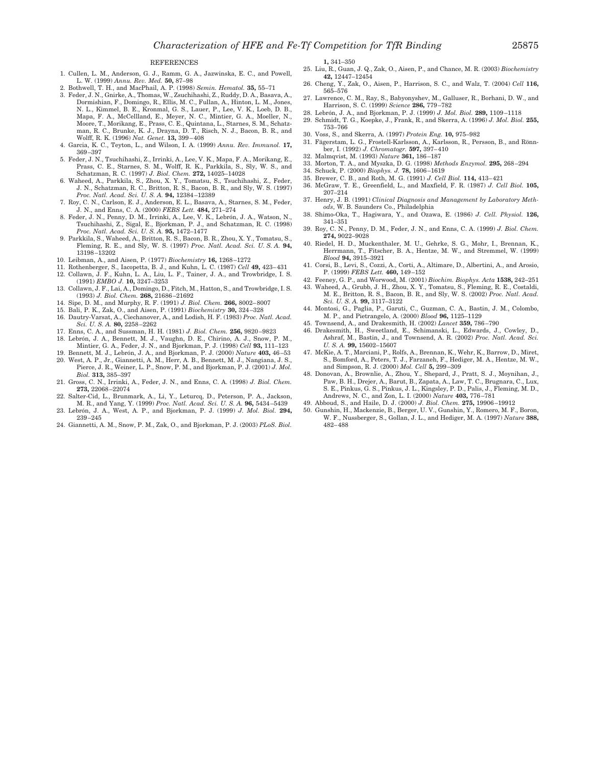## REFERENCES

1. Cullen, L. M., Anderson, G. J., Ramm, G. A., Jazwinska, E. C., and Powell, L. W. (1999) *Annu. Rev. Med.* **50,** 87–98
2. Bothwell, T. H., and MacPhail, A. P. (1998) *Semin. Hematol.* **35,** 55–71
3. Feder, J. N., Gnirke, A., Thomas, W., Tsuchihashi, Z., Ruddy, D. A., Basava, A., Dormishian, F., Domingo, R., Ellis, M. C., Fullan, A., Hinton, L. M., Jones, N. L., Kimmel, B. E., Kronmal, G. S., Lauer, P., Lee, V. K., Loeb, D. B., Mapa, F. A., McCellland, E., Meyer, N. C., Mintier, G. A., Moeller, N., Moore, T., Morikang, E., Prass, C. E., Quintana, L., Starnes, S. M., Schatzman, R. C., Brunke, K. J., Drayna, D. T., Risch, N. J., Bacon, B. R., and Wolff, R. K. (1996) *Nat. Genet.* **13,** 399–408
4. Garcia, K. C., Teyton, L., and Wilson, I. A. (1999) *Annu. Rev. Immunol.* **17,** 369–397
5. Feder, J. N., Tsuchihashi, Z., Irrinki, A., Lee, V. K., Mapa, F. A., Morikang, E., Prass, C. E., Starnes, S. M., Wolff, R. K., Parkkila, S., Sly, W. S., and Schatzman, R. C. (1997) *J. Biol. Chem.* **272,** 14025–14028
6. Waheed, A., Parkkila, S., Zhou, X. Y., Tomatsu, S., Tsuchihashi, Z., Feder, J. N., Schatzman, R. C., Britton, R. S., Bacon, B. R., and Sly, W. S. (1997) *Proc. Natl. Acad. Sci. U. S. A.* **94,** 12384–12389
7. Roy, C. N., Carlson, E. J., Anderson, E. L., Basava, A., Starnes, S. M., Feder, J. N., and Enns, C. A. (2000) *FEBS Lett.* **484,** 271–274
8. Feder, J. N., Penny, D. M., Irrinki, A., Lee, V. K., Lebrón, J. A., Watson, N., Tsuchihashi, Z., Sigal, E., Bjorkman, P. J., and Schatzman, R. C. (1998) *Proc. Natl. Acad. Sci. U. S. A.* **95,** 1472–1477
9. Parkkila, S., Waheed, A., Britton, R. S., Bacon, B. R., Zhou, X. Y., Tomatsu, S., Fleming, R. E., and Sly, W. S. (1997) *Proc. Natl. Acad. Sci. U. S. A.* **94,** 13198–13202
10. Leibman, A., and Aisen, P. (1977) *Biochemistry* **16,** 1268–1272
11. Rothenberger, S., Iacopetta, B. J., and Kuhn, L. C. (1987) *Cell* **49,** 423–431
12. Collawn, J. F., Kuhn, L. A., Liu, L. F., Tainer, J. A., and Trowbridge, I. S. (1991) *EMBO J.* **10,** 3247–3253
13. Collawn, J. F., Lai, A., Domingo, D., Fitch, M., Hatton, S., and Trowbridge, I. S. (1993) *J. Biol. Chem.* **268,** 21686–21692
14. Sipe, D. M., and Murphy, R. F. (1991) *J. Biol. Chem.* **266,** 8002–8007
15. Bali, P. K., Zak, O., and Aisen, P. (1991) *Biochemistry* **30,** 324–328
16. Dautry-Varsat, A., Ciechanover, A., and Lodish, H. F. (1983) *Proc. Natl. Acad. Sci. U. S. A.* **80,** 2258–2262
17. Enns, C. A., and Sussman, H. H. (1981) *J. Biol. Chem.* **256,** 9820–9823
18. Lebrón, J. A., Bennett, M. J., Vaughn, D. E., Chirino, A. J., Snow, P. M., Mintier, G. A., Feder, J. N., and Bjorkman, P. J. (1998) *Cell* **93,** 111–123
19. Bennett, M. J., Lebrón, J. A., and Bjorkman, P. J. (2000) *Nature* **403,** 46–53
20. West, A. P., Jr., Giannetti, A. M., Herr, A. B., Bennett, M. J., Nangiana, J. S., Pierce, J. R., Weiner, L. P., Snow, P. M., and Bjorkman, P. J. (2001) *J. Mol. Biol.* **313,** 385–397
21. Gross, C. N., Irrinki, A., Feder, J. N., and Enns, C. A. (1998) *J. Biol. Chem.* **273,** 22068–22074
22. Salter-Cid, L., Brunmark, A., Li, Y., Leturcq, D., Peterson, P. A., Jackson, M. R., and Yang, Y. (1999) *Proc. Natl. Acad. Sci. U. S. A.* **96,** 5434–5439
23. Lebrón, J. A., West, A. P., and Bjorkman, P. J. (1999) *J. Mol. Biol.* **294,** 239–245
24. Giannetti, A. M., Snow, P. M., Zak, O., and Bjorkman, P. J. (2003) *PLoS. Biol.* **1,** 341–350
25. Liu, R., Guan, J. Q., Zak, O., Aisen, P., and Chance, M. R. (2003) *Biochemistry* **42,** 12447–12454
26. Cheng, Y., Zak, O., Aisen, P., Harrison, S. C., and Walz, T. (2004) *Cell* **116,** 565–576
27. Lawrence, C. M., Ray, S., Babyonyshev, M., Galluser, R., Borhani, D. W., and Harrison, S. C. (1999) *Science* **286,** 779–782
28. Lebrón, J. A., and Bjorkman, P. J. (1999) *J. Mol. Biol.* **289,** 1109–1118
29. Schmidt, T. G., Koepke, J., Frank, R., and Skerra, A. (1996) *J. Mol. Biol.* **255,** 753–766
30. Voss, S., and Skerra, A. (1997) *Protein Eng.* **10,** 975–982
31. Fägerstam, L. G., Frostell-Karlsson, A., Karlsson, R., Persson, B., and Rönnberg, I. (1992) *J. Chromatogr.* **597,** 397–410
32. Malmqvist, M. (1993) *Nature* **361,** 186–187
33. Morton, T. A., and Myszka, D. G. (1998) *Methods Enzymol.* **295,** 268–294
34. Schuck, P. (2000) *Biophys. J.* **78,** 1606–1619
35. Brewer, C. B., and Roth, M. G. (1991) *J. Cell Biol.* **114,** 413–421
36. McGraw, T. E., Greenfield, L., and Maxfield, F. R. (1987) *J. Cell Biol.* **105,** 207–214
37. Henry, J. B. (1991) *Clinical Diagnosis and Management by Laboratory Methods*, W. B. Saunders Co., Philadelphia
38. Shimo-Oka, T., Hagiwara, Y., and Ozawa, E. (1986) *J. Cell. Physiol.* **126,** 341–351
39. Roy, C. N., Penny, D. M., Feder, J. N., and Enns, C. A. (1999) *J. Biol. Chem.* **274,** 9022–9028
40. Riedel, H. D., Muckenthaler, M. U., Gehrke, S. G., Mohr, I., Brennan, K., Herrmann, T., Fitscher, B. A., Hentze, M. W., and Stremmel, W. (1999) *Blood* **94,** 3915–3921
41. Corsi, B., Levi, S., Cozzi, A., Corti, A., Altimare, D., Albertini, A., and Arosio, P. (1999) *FEBS Lett.* **460,** 149–152
42. Feeney, G. P., and Worwood, M. (2001) *Biochim. Biophys. Acta* **1538,** 242–251
43. Waheed, A., Grubb, J. H., Zhou, X. Y., Tomatsu, S., Fleming, R. E., Costaldi, M. E., Britton, R. S., Bacon, B. R., and Sly, W. S. (2002) *Proc. Natl. Acad. Sci. U. S. A.* **99,** 3117–3122
44. Montosi, G., Paglia, P., Garuti, C., Guzman, C. A., Bastin, J. M., Colombo, M. P., and Pietrangelo, A. (2000) *Blood* **96,** 1125–1129
45. Townsend, A., and Drakesmith, H. (2002) *Lancet* **359,** 786–790
46. Drakesmith, H., Sweetland, E., Schimanski, L., Edwards, J., Cowley, D., Ashraf, M., Bastin, J., and Townsend, A. R. (2002) *Proc. Natl. Acad. Sci. U. S. A.* **99,** 15602–15607
47. McKie, A. T., Marciani, P., Rolfs, A., Brennan, K., Wehr, K., Barrow, D., Miret, S., Bomford, A., Peters, T. J., Farzaneh, F., Hediger, M. A., Hentze, M. W., and Simpson, R. J. (2000) *Mol. Cell* **5,** 299–309
48. Donovan, A., Brownlie, A., Zhou, Y., Shepard, J., Pratt, S. J., Moynihan, J., Paw, B. H., Drejer, A., Barut, B., Zapata, A., Law, T. C., Brugnara, C., Lux, S. E., Pinkus, G. S., Pinkus, J. L., Kingsley, P. D., Palis, J., Fleming, M. D., Andrews, N. C., and Zon, L. I. (2000) *Nature* **403,** 776–781
49. Abboud, S., and Haile, D. J. (2000) *J. Biol. Chem.* **275,** 19906–19912
50. Gunshin, H., Mackenzie, B., Berger, U. V., Gunshin, Y., Romero, M. F., Boron, W. F., Nussberger, S., Gollan, J. L., and Hediger, M. A. (1997) *Nature* **388,** 482–488